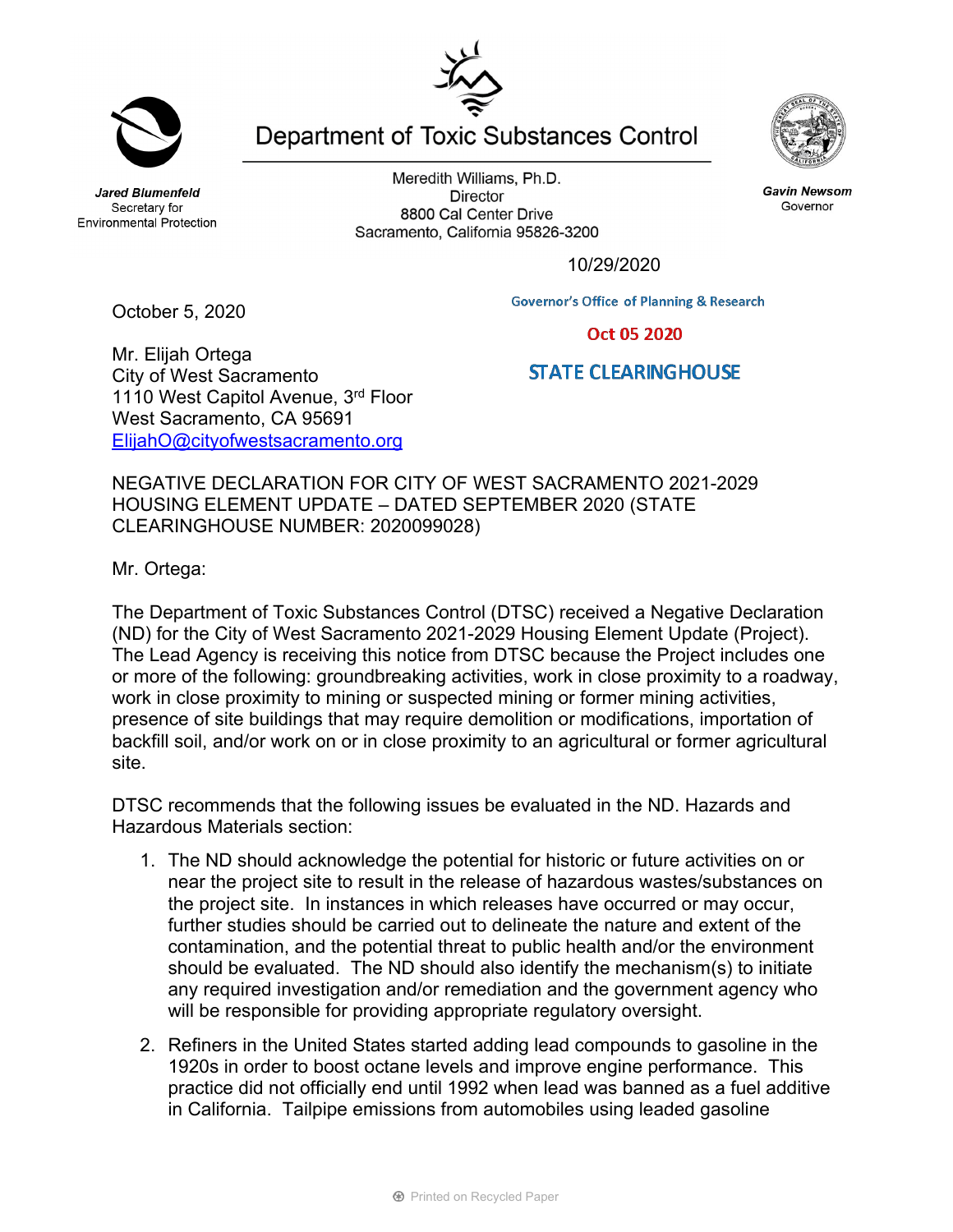Department of Toxic Substances Control

*Jared Blumenfeld*
Secretary for
Environmental Protection

Meredith Williams, Ph.D.
Director
8800 Cal Center Drive
Sacramento, California 95826-3200

*Gavin Newsom*
Governor

10/29/2020

Governor's Office of Planning & Research

Oct 05 2020

STATE CLEARINGHOUSE

October 5, 2020

Mr. Elijah Ortega
City of West Sacramento
1110 West Capitol Avenue, 3rd Floor
West Sacramento, CA 95691
ElijahO@cityofwestsacramento.org

NEGATIVE DECLARATION FOR CITY OF WEST SACRAMENTO 2021-2029 HOUSING ELEMENT UPDATE – DATED SEPTEMBER 2020 (STATE CLEARINGHOUSE NUMBER: 2020099028)

Mr. Ortega:

The Department of Toxic Substances Control (DTSC) received a Negative Declaration (ND) for the City of West Sacramento 2021-2029 Housing Element Update (Project). The Lead Agency is receiving this notice from DTSC because the Project includes one or more of the following: groundbreaking activities, work in close proximity to a roadway, work in close proximity to mining or suspected mining or former mining activities, presence of site buildings that may require demolition or modifications, importation of backfill soil, and/or work on or in close proximity to an agricultural or former agricultural site.

DTSC recommends that the following issues be evaluated in the ND. Hazards and Hazardous Materials section:

1. The ND should acknowledge the potential for historic or future activities on or near the project site to result in the release of hazardous wastes/substances on the project site. In instances in which releases have occurred or may occur, further studies should be carried out to delineate the nature and extent of the contamination, and the potential threat to public health and/or the environment should be evaluated. The ND should also identify the mechanism(s) to initiate any required investigation and/or remediation and the government agency who will be responsible for providing appropriate regulatory oversight.

2. Refiners in the United States started adding lead compounds to gasoline in the 1920s in order to boost octane levels and improve engine performance. This practice did not officially end until 1992 when lead was banned as a fuel additive in California. Tailpipe emissions from automobiles using leaded gasoline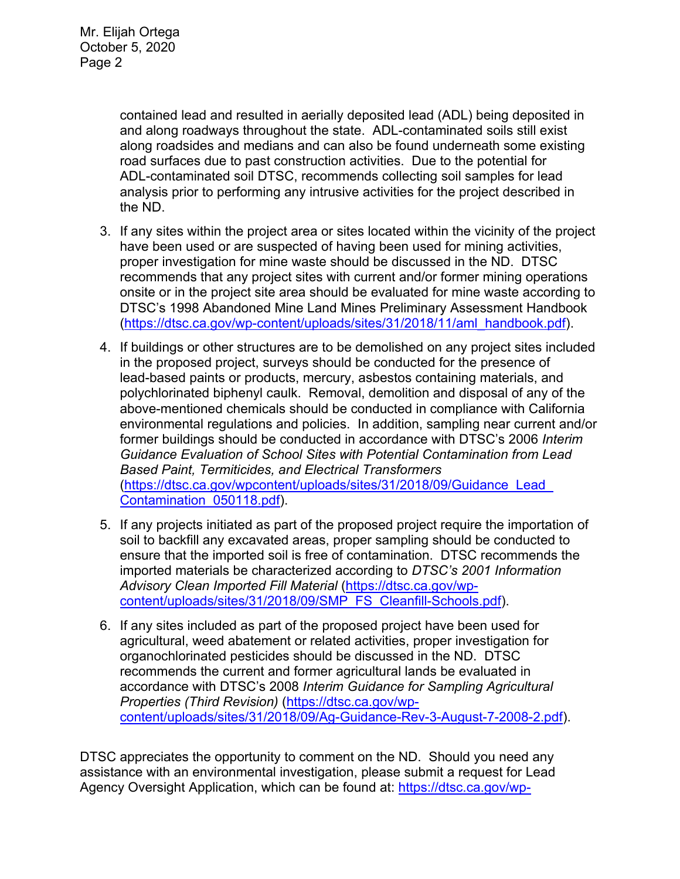contained lead and resulted in aerially deposited lead (ADL) being deposited in and along roadways throughout the state. ADL-contaminated soils still exist along roadsides and medians and can also be found underneath some existing road surfaces due to past construction activities. Due to the potential for ADL-contaminated soil DTSC, recommends collecting soil samples for lead analysis prior to performing any intrusive activities for the project described in the ND.

3. If any sites within the project area or sites located within the vicinity of the project have been used or are suspected of having been used for mining activities, proper investigation for mine waste should be discussed in the ND. DTSC recommends that any project sites with current and/or former mining operations onsite or in the project site area should be evaluated for mine waste according to DTSC's 1998 Abandoned Mine Land Mines Preliminary Assessment Handbook (https://dtsc.ca.gov/wp-content/uploads/sites/31/2018/11/aml_handbook.pdf).

4. If buildings or other structures are to be demolished on any project sites included in the proposed project, surveys should be conducted for the presence of lead-based paints or products, mercury, asbestos containing materials, and polychlorinated biphenyl caulk. Removal, demolition and disposal of any of the above-mentioned chemicals should be conducted in compliance with California environmental regulations and policies. In addition, sampling near current and/or former buildings should be conducted in accordance with DTSC's 2006 *Interim Guidance Evaluation of School Sites with Potential Contamination from Lead Based Paint, Termiticides, and Electrical Transformers* (https://dtsc.ca.gov/wpcontent/uploads/sites/31/2018/09/Guidance_Lead_Contamination_050118.pdf).

5. If any projects initiated as part of the proposed project require the importation of soil to backfill any excavated areas, proper sampling should be conducted to ensure that the imported soil is free of contamination. DTSC recommends the imported materials be characterized according to *DTSC's 2001 Information Advisory Clean Imported Fill Material* (https://dtsc.ca.gov/wp-content/uploads/sites/31/2018/09/SMP_FS_Cleanfill-Schools.pdf).

6. If any sites included as part of the proposed project have been used for agricultural, weed abatement or related activities, proper investigation for organochlorinated pesticides should be discussed in the ND. DTSC recommends the current and former agricultural lands be evaluated in accordance with DTSC's 2008 *Interim Guidance for Sampling Agricultural Properties (Third Revision)* (https://dtsc.ca.gov/wp-content/uploads/sites/31/2018/09/Ag-Guidance-Rev-3-August-7-2008-2.pdf).

DTSC appreciates the opportunity to comment on the ND. Should you need any assistance with an environmental investigation, please submit a request for Lead Agency Oversight Application, which can be found at: https://dtsc.ca.gov/wp-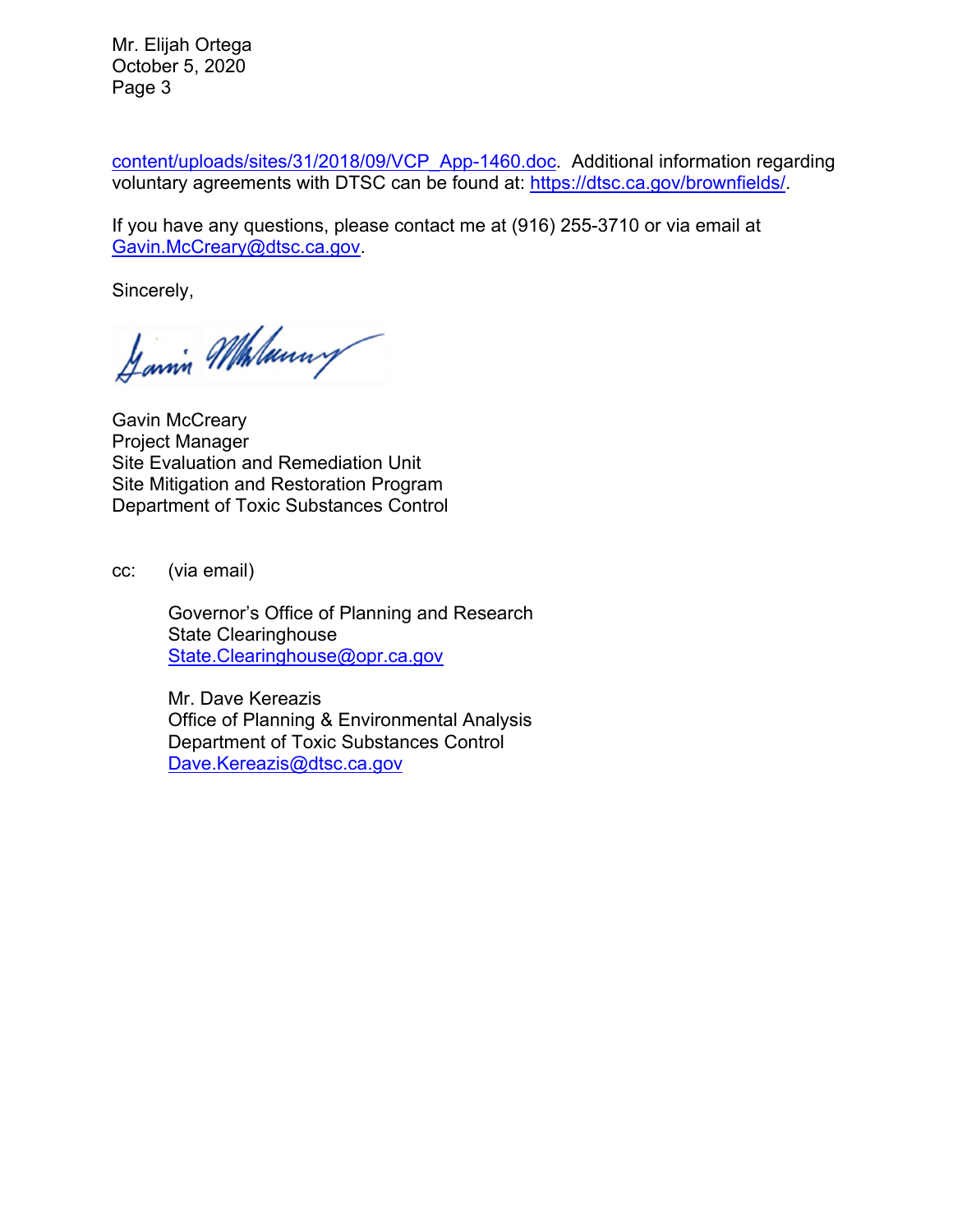content/uploads/sites/31/2018/09/VCP_App-1460.doc. Additional information regarding voluntary agreements with DTSC can be found at: https://dtsc.ca.gov/brownfields/.

If you have any questions, please contact me at (916) 255-3710 or via email at Gavin.McCreary@dtsc.ca.gov.

Sincerely,

Gavin McCreary
Project Manager
Site Evaluation and Remediation Unit
Site Mitigation and Restoration Program
Department of Toxic Substances Control

cc: (via email)

Governor's Office of Planning and Research
State Clearinghouse
State.Clearinghouse@opr.ca.gov

Mr. Dave Kereazis
Office of Planning & Environmental Analysis
Department of Toxic Substances Control
Dave.Kereazis@dtsc.ca.gov